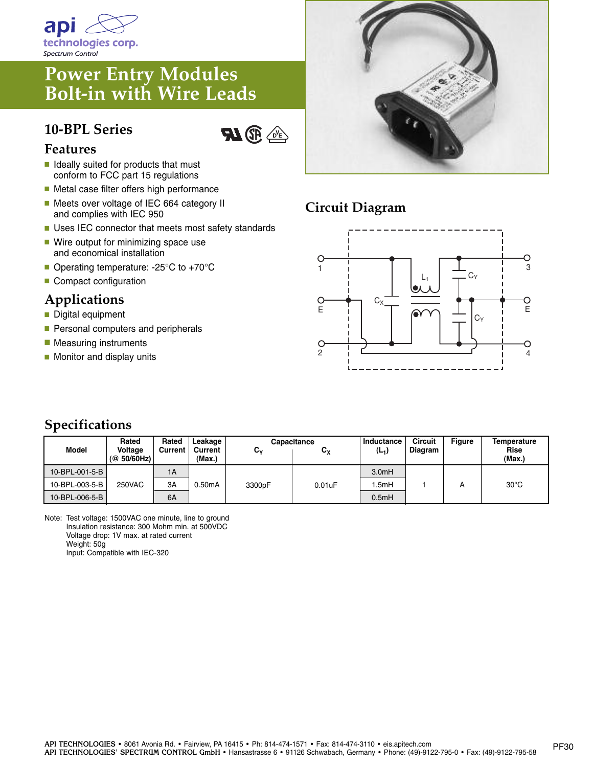api technologies corp.
*Spectrum Control*

# Power Entry Modules Bolt-in with Wire Leads

## 10-BPL Series

### Features

- Ideally suited for products that must conform to FCC part 15 regulations
- Metal case filter offers high performance
- Meets over voltage of IEC 664 category II and complies with IEC 950
- Uses IEC connector that meets most safety standards
- Wire output for minimizing space use and economical installation
- Operating temperature: -25°C to +70°C
- Compact configuration

### Applications

- Digital equipment
- Personal computers and peripherals
- Measuring instruments
- Monitor and display units

## Circuit Diagram

## Specifications

| Model | Rated Voltage (@ 50/60Hz) | Rated Current | Leakage Current (Max.) | Capacitance | | Inductance ($L_1$) | Circuit Diagram | Figure | Temperature Rise (Max.) |
|---|---|---|---|---|---|---|---|---|---|
| | | | | $C_Y$ | $C_X$ | | | | |
| 10-BPL-001-5-B | 250VAC | 1A | 0.50mA | 3300pF | 0.01uF | 3.0mH | 1 | A | 30°C |
| 10-BPL-003-5-B | | 3A | | | | 1.5mH | | | |
| 10-BPL-006-5-B | | 6A | | | | 0.5mH | | | |

Note: Test voltage: 1500VAC one minute, line to ground
Insulation resistance: 300 Mohm min. at 500VDC
Voltage drop: 1V max. at rated current
Weight: 50g
Input: Compatible with IEC-320

API TECHNOLOGIES • 8061 Avonia Rd. • Fairview, PA 16415 • Ph: 814-474-1571 • Fax: 814-474-3110 • eis.apitech.com
API TECHNOLOGIES' SPECTRUM CONTROL GmbH • Hansastrasse 6 • 91126 Schwabach, Germany • Phone: (49)-9122-795-0 • Fax: (49)-9122-795-58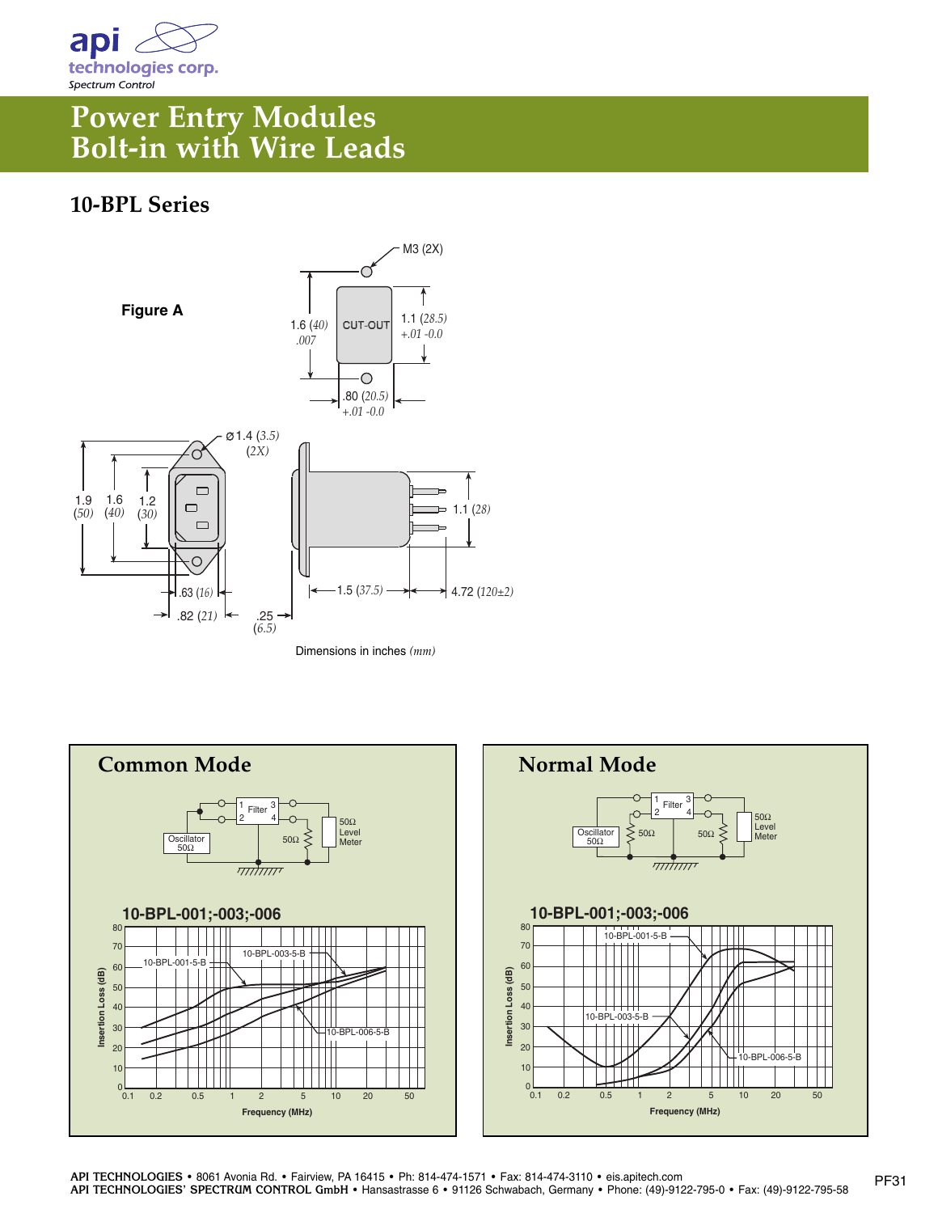# Power Entry Modules
# Bolt-in with Wire Leads

## 10-BPL Series

**Figure A**

M3 (2X)

1.6 *(40)*
*.007*

CUT-OUT

1.1 *(28.5)*
*+.01 -0.0*

.80 *(20.5)*
*+.01 -0.0*

ø1.4 *(3.5)*
*(2X)*

1.9 *(50)*

1.6 *(40)*

1.2 *(30)*

1.1 *(28)*

.63 *(16)*

.82 *(21)*

.25 *(6.5)*

1.5 *(37.5)*

4.72 *(120±2)*

Dimensions in inches *(mm)*

## Common Mode

Oscillator 50Ω
Filter 1 2 3 4
50Ω
50Ω Level Meter

**10-BPL-001;-003;-006**

10-BPL-001-5-B
10-BPL-003-5-B
10-BPL-006-5-B

Insertion Loss (dB)
0 10 20 30 40 50 60 70 80

Frequency (MHz)
0.1 0.2 0.5 1 2 5 10 20 50

## Normal Mode

Oscillator 50Ω
50Ω
Filter 1 2 3 4
50Ω
50Ω Level Meter

**10-BPL-001;-003;-006**

10-BPL-001-5-B
10-BPL-003-5-B
10-BPL-006-5-B

Insertion Loss (dB)
0 10 20 30 40 50 60 70 80

Frequency (MHz)
0.1 0.2 0.5 1 2 5 10 20 50

**API TECHNOLOGIES** • 8061 Avonia Rd. • Fairview, PA 16415 • Ph: 814-474-1571 • Fax: 814-474-3110 • eis.apitech.com
**API TECHNOLOGIES' SPECTRUM CONTROL GmbH** • Hansastrasse 6 • 91126 Schwabach, Germany • Phone: (49)-9122-795-0 • Fax: (49)-9122-795-58